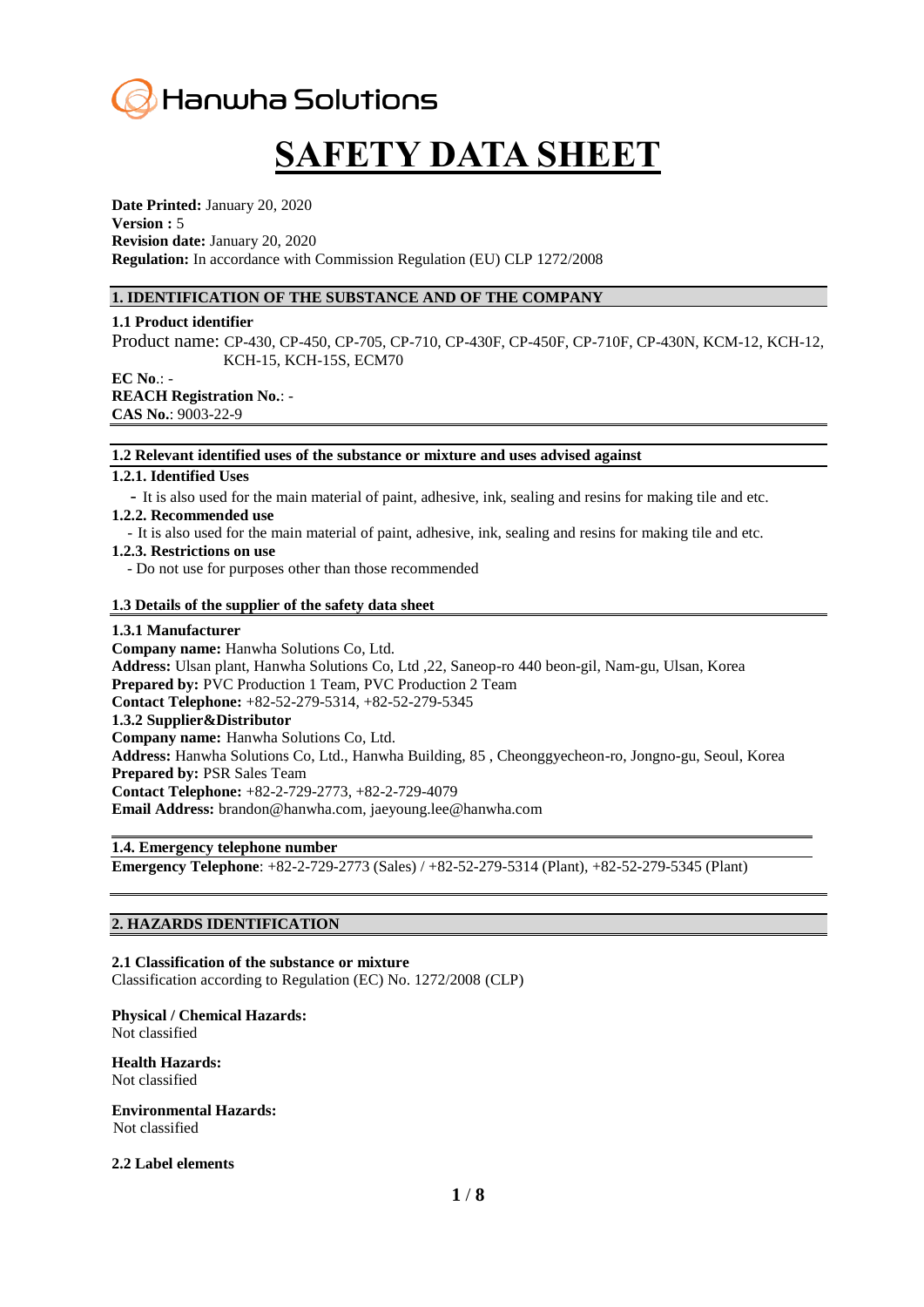Hanwha Solutions

# SAFETY DATA SHEET

**Date Printed:** January 20, 2020
**Version :** 5
**Revision date:** January 20, 2020
**Regulation:** In accordance with Commission Regulation (EU) CLP 1272/2008

## 1. IDENTIFICATION OF THE SUBSTANCE AND OF THE COMPANY

### 1.1 Product identifier

Product name: CP-430, CP-450, CP-705, CP-710, CP-430F, CP-450F, CP-710F, CP-430N, KCM-12, KCH-12, KCH-15, KCH-15S, ECM70

**EC No**.: -
**REACH Registration No.**: -
**CAS No.**: 9003-22-9

### 1.2 Relevant identified uses of the substance or mixture and uses advised against

**1.2.1. Identified Uses**

- It is also used for the main material of paint, adhesive, ink, sealing and resins for making tile and etc.

**1.2.2. Recommended use**

- It is also used for the main material of paint, adhesive, ink, sealing and resins for making tile and etc.

**1.2.3. Restrictions on use**

- Do not use for purposes other than those recommended

### 1.3 Details of the supplier of the safety data sheet

**1.3.1 Manufacturer**

**Company name:** Hanwha Solutions Co, Ltd.
**Address:** Ulsan plant, Hanwha Solutions Co, Ltd ,22, Saneop-ro 440 beon-gil, Nam-gu, Ulsan, Korea
**Prepared by:** PVC Production 1 Team, PVC Production 2 Team
**Contact Telephone:** +82-52-279-5314, +82-52-279-5345

**1.3.2 Supplier&Distributor**

**Company name:** Hanwha Solutions Co, Ltd.
**Address:** Hanwha Solutions Co, Ltd., Hanwha Building, 85 , Cheonggyecheon-ro, Jongno-gu, Seoul, Korea
**Prepared by:** PSR Sales Team
**Contact Telephone:** +82-2-729-2773, +82-2-729-4079
**Email Address:** brandon@hanwha.com, jaeyoung.lee@hanwha.com

### 1.4. Emergency telephone number

**Emergency Telephone**: +82-2-729-2773 (Sales) / +82-52-279-5314 (Plant), +82-52-279-5345 (Plant)

## 2. HAZARDS IDENTIFICATION

### 2.1 Classification of the substance or mixture

Classification according to Regulation (EC) No. 1272/2008 (CLP)

**Physical / Chemical Hazards:**
Not classified

**Health Hazards:**
Not classified

**Environmental Hazards:**
Not classified

### 2.2 Label elements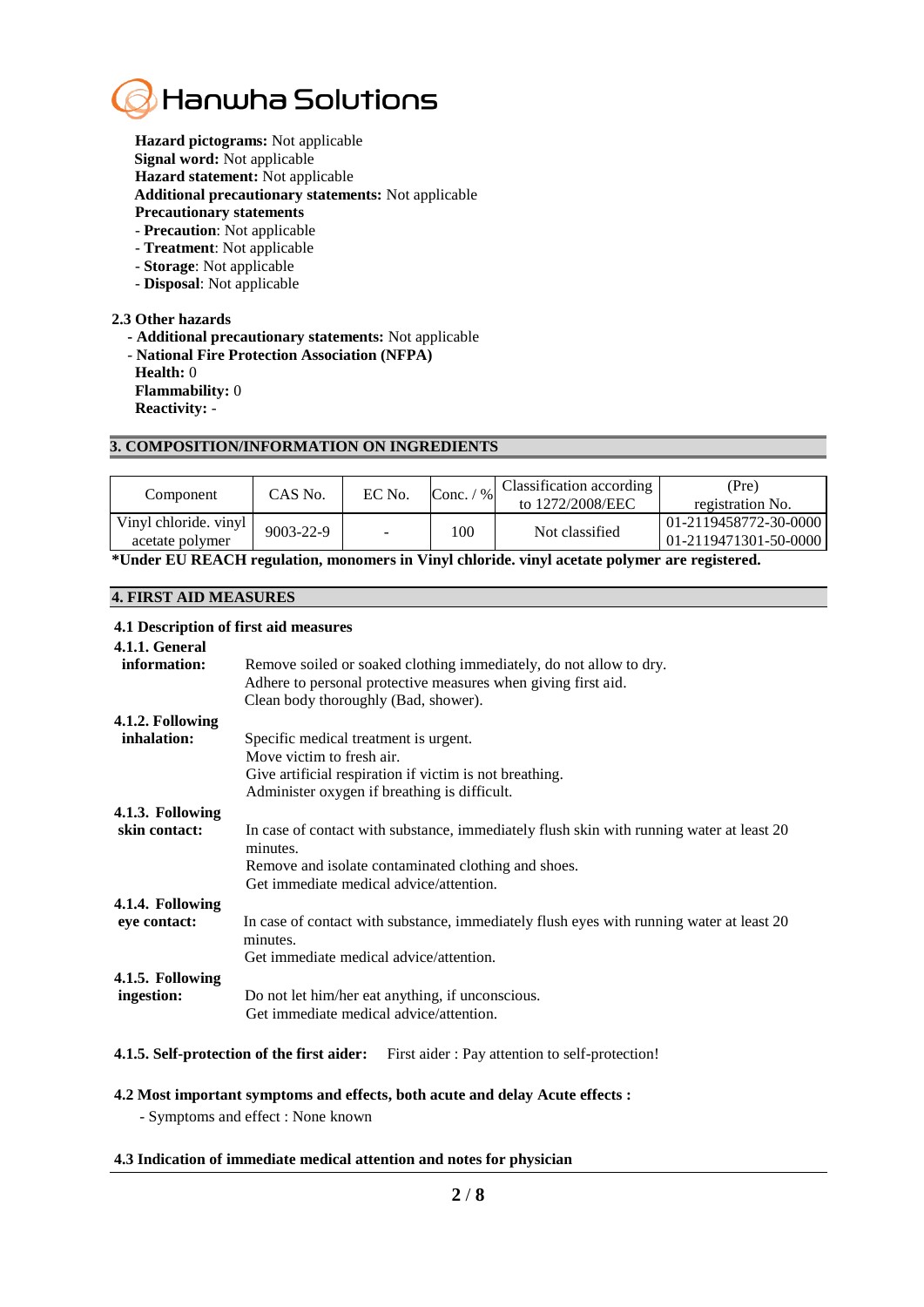**Hazard pictograms:** Not applicable
**Signal word:** Not applicable
**Hazard statement:** Not applicable
**Additional precautionary statements:** Not applicable
**Precautionary statements**
- **Precaution**: Not applicable
- **Treatment**: Not applicable
- **Storage**: Not applicable
- **Disposal**: Not applicable

**2.3 Other hazards**
- **Additional precautionary statements:** Not applicable
- **National Fire Protection Association (NFPA)**

**Health:** 0
**Flammability:** 0
**Reactivity:** -

## 3. COMPOSITION/INFORMATION ON INGREDIENTS

| Component | CAS No. | EC No. | Conc. / % | Classification according to 1272/2008/EEC | (Pre) registration No. |
|---|---|---|---|---|---|
| Vinyl chloride. vinyl acetate polymer | 9003-22-9 | - | 100 | Not classified | 01-2119458772-30-0000 01-2119471301-50-0000 |

***Under EU REACH regulation, monomers in Vinyl chloride. vinyl acetate polymer are registered.**

## 4. FIRST AID MEASURES

**4.1 Description of first aid measures**

**4.1.1. General information:**
Remove soiled or soaked clothing immediately, do not allow to dry.
Adhere to personal protective measures when giving first aid.
Clean body thoroughly (Bad, shower).

**4.1.2. Following inhalation:**
Specific medical treatment is urgent.
Move victim to fresh air.
Give artificial respiration if victim is not breathing.
Administer oxygen if breathing is difficult.

**4.1.3. Following skin contact:**
In case of contact with substance, immediately flush skin with running water at least 20 minutes.
Remove and isolate contaminated clothing and shoes.
Get immediate medical advice/attention.

**4.1.4. Following eye contact:**
In case of contact with substance, immediately flush eyes with running water at least 20 minutes.
Get immediate medical advice/attention.

**4.1.5. Following ingestion:**
Do not let him/her eat anything, if unconscious.
Get immediate medical advice/attention.

**4.1.5. Self-protection of the first aider:** First aider : Pay attention to self-protection!

**4.2 Most important symptoms and effects, both acute and delay Acute effects :**
- Symptoms and effect : None known

**4.3 Indication of immediate medical attention and notes for physician**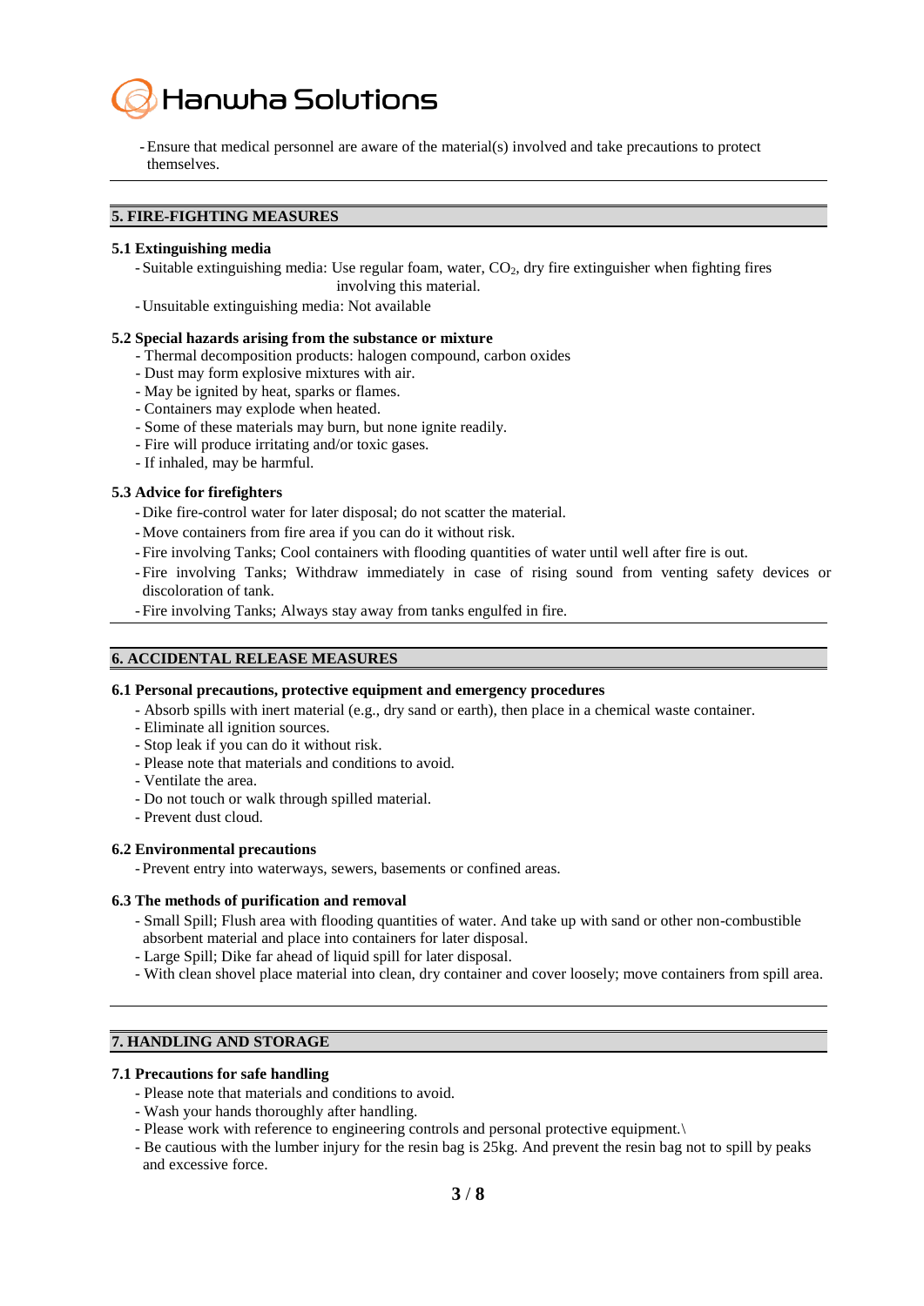- Ensure that medical personnel are aware of the material(s) involved and take precautions to protect themselves.

## 5. FIRE-FIGHTING MEASURES

### 5.1 Extinguishing media

- Suitable extinguishing media: Use regular foam, water, $CO_2$, dry fire extinguisher when fighting fires involving this material.
- Unsuitable extinguishing media: Not available

### 5.2 Special hazards arising from the substance or mixture

- Thermal decomposition products: halogen compound, carbon oxides
- Dust may form explosive mixtures with air.
- May be ignited by heat, sparks or flames.
- Containers may explode when heated.
- Some of these materials may burn, but none ignite readily.
- Fire will produce irritating and/or toxic gases.
- If inhaled, may be harmful.

### 5.3 Advice for firefighters

- Dike fire-control water for later disposal; do not scatter the material.
- Move containers from fire area if you can do it without risk.
- Fire involving Tanks; Cool containers with flooding quantities of water until well after fire is out.
- Fire involving Tanks; Withdraw immediately in case of rising sound from venting safety devices or discoloration of tank.
- Fire involving Tanks; Always stay away from tanks engulfed in fire.

## 6. ACCIDENTAL RELEASE MEASURES

### 6.1 Personal precautions, protective equipment and emergency procedures

- Absorb spills with inert material (e.g., dry sand or earth), then place in a chemical waste container.
- Eliminate all ignition sources.
- Stop leak if you can do it without risk.
- Please note that materials and conditions to avoid.
- Ventilate the area.
- Do not touch or walk through spilled material.
- Prevent dust cloud.

### 6.2 Environmental precautions

- Prevent entry into waterways, sewers, basements or confined areas.

### 6.3 The methods of purification and removal

- Small Spill; Flush area with flooding quantities of water. And take up with sand or other non-combustible absorbent material and place into containers for later disposal.
- Large Spill; Dike far ahead of liquid spill for later disposal.
- With clean shovel place material into clean, dry container and cover loosely; move containers from spill area.

## 7. HANDLING AND STORAGE

### 7.1 Precautions for safe handling

- Please note that materials and conditions to avoid.
- Wash your hands thoroughly after handling.
- Please work with reference to engineering controls and personal protective equipment.\
- Be cautious with the lumber injury for the resin bag is 25kg. And prevent the resin bag not to spill by peaks and excessive force.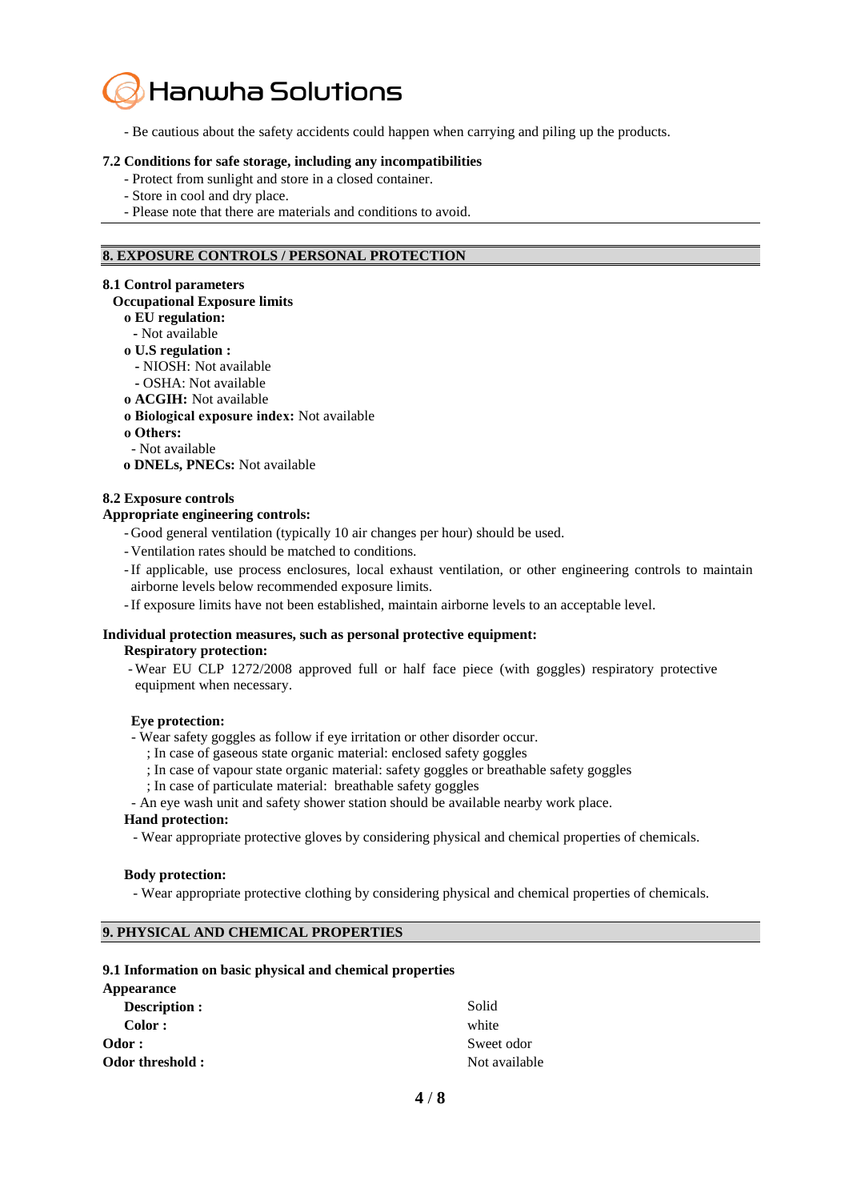- Be cautious about the safety accidents could happen when carrying and piling up the products.

**7.2 Conditions for safe storage, including any incompatibilities**

- Protect from sunlight and store in a closed container.
- Store in cool and dry place.
- Please note that there are materials and conditions to avoid.

## 8. EXPOSURE CONTROLS / PERSONAL PROTECTION

**8.1 Control parameters**

**Occupational Exposure limits**

o **EU regulation:**
- Not available

o **U.S regulation :**
- NIOSH: Not available
- OSHA: Not available

o **ACGIH:** Not available

o **Biological exposure index:** Not available

o **Others:**
- Not available

o **DNELs, PNECs:** Not available

**8.2 Exposure controls**

**Appropriate engineering controls:**

- Good general ventilation (typically 10 air changes per hour) should be used.
- Ventilation rates should be matched to conditions.
- If applicable, use process enclosures, local exhaust ventilation, or other engineering controls to maintain airborne levels below recommended exposure limits.
- If exposure limits have not been established, maintain airborne levels to an acceptable level.

**Individual protection measures, such as personal protective equipment:**

**Respiratory protection:**

- Wear EU CLP 1272/2008 approved full or half face piece (with goggles) respiratory protective equipment when necessary.

**Eye protection:**

- Wear safety goggles as follow if eye irritation or other disorder occur.
  ; In case of gaseous state organic material: enclosed safety goggles
  ; In case of vapour state organic material: safety goggles or breathable safety goggles
  ; In case of particulate material: breathable safety goggles
- An eye wash unit and safety shower station should be available nearby work place.

**Hand protection:**

- Wear appropriate protective gloves by considering physical and chemical properties of chemicals.

**Body protection:**

- Wear appropriate protective clothing by considering physical and chemical properties of chemicals.

## 9. PHYSICAL AND CHEMICAL PROPERTIES

**9.1 Information on basic physical and chemical properties**

**Appearance**

| | |
|---|---|
| **Description :** | Solid |
| **Color :** | white |
| **Odor :** | Sweet odor |
| **Odor threshold :** | Not available |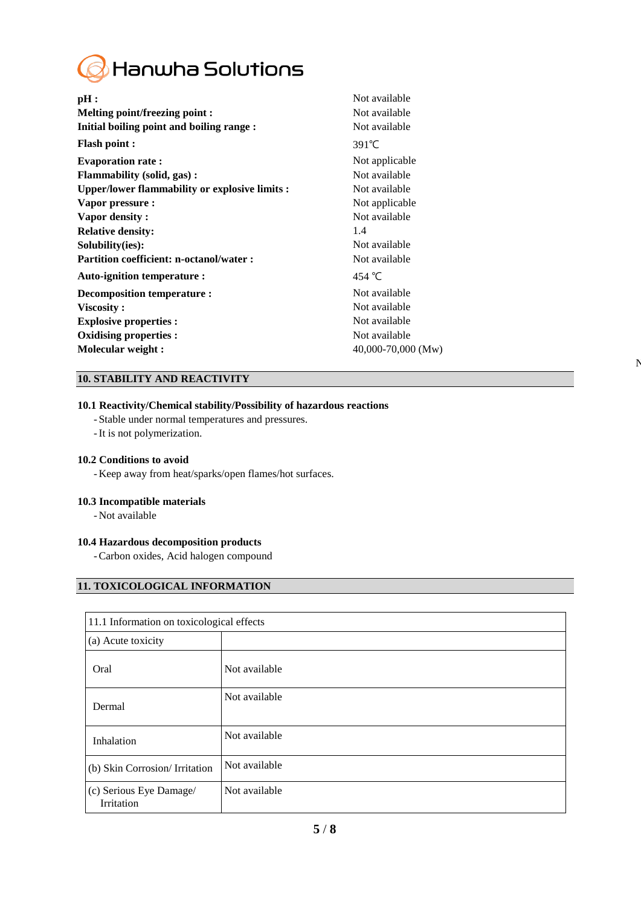| | |
|---|---|
| **pH :** | Not available |
| **Melting point/freezing point :** | Not available |
| **Initial boiling point and boiling range :** | Not available |
| **Flash point :** | 391℃ |
| **Evaporation rate :** | Not applicable |
| **Flammability (solid, gas) :** | Not available |
| **Upper/lower flammability or explosive limits :** | Not available |
| **Vapor pressure :** | Not applicable |
| **Vapor density :** | Not available |
| **Relative density:** | 1.4 |
| **Solubility(ies):** | Not available |
| **Partition coefficient: n-octanol/water :** | Not available |
| **Auto-ignition temperature :** | 454 ℃ |
| **Decomposition temperature :** | Not available |
| **Viscosity :** | Not available |
| **Explosive properties :** | Not available |
| **Oxidising properties :** | Not available |
| **Molecular weight :** | 40,000-70,000 (Mw) |

## 10. STABILITY AND REACTIVITY

### 10.1 Reactivity/Chemical stability/Possibility of hazardous reactions

- Stable under normal temperatures and pressures.
- It is not polymerization.

### 10.2 Conditions to avoid

- Keep away from heat/sparks/open flames/hot surfaces.

### 10.3 Incompatible materials

- Not available

### 10.4 Hazardous decomposition products

- Carbon oxides, Acid halogen compound

## 11. TOXICOLOGICAL INFORMATION

| 11.1 Information on toxicological effects | |
|---|---|
| (a) Acute toxicity | |
| Oral | Not available |
| Dermal | Not available |
| Inhalation | Not available |
| (b) Skin Corrosion/ Irritation | Not available |
| (c) Serious Eye Damage/ Irritation | Not available |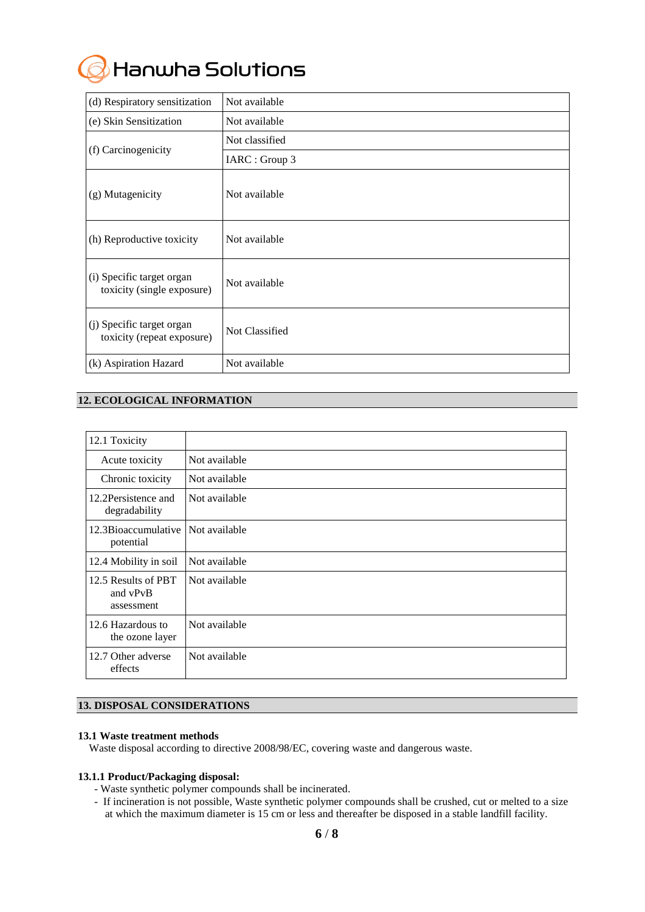| | |
|---|---|
| (d) Respiratory sensitization | Not available |
| (e) Skin Sensitization | Not available |
| (f) Carcinogenicity | Not classified |
| | IARC : Group 3 |
| (g) Mutagenicity | Not available |
| (h) Reproductive toxicity | Not available |
| (i) Specific target organ toxicity (single exposure) | Not available |
| (j) Specific target organ toxicity (repeat exposure) | Not Classified |
| (k) Aspiration Hazard | Not available |

## 12. ECOLOGICAL INFORMATION

| 12.1 Toxicity | |
|---|---|
| Acute toxicity | Not available |
| Chronic toxicity | Not available |
| 12.2Persistence and degradability | Not available |
| 12.3Bioaccumulative potential | Not available |
| 12.4 Mobility in soil | Not available |
| 12.5 Results of PBT and vPvB assessment | Not available |
| 12.6 Hazardous to the ozone layer | Not available |
| 12.7 Other adverse effects | Not available |

## 13. DISPOSAL CONSIDERATIONS

### 13.1 Waste treatment methods

Waste disposal according to directive 2008/98/EC, covering waste and dangerous waste.

### 13.1.1 Product/Packaging disposal:

- Waste synthetic polymer compounds shall be incinerated.
- If incineration is not possible, Waste synthetic polymer compounds shall be crushed, cut or melted to a size at which the maximum diameter is 15 cm or less and thereafter be disposed in a stable landfill facility.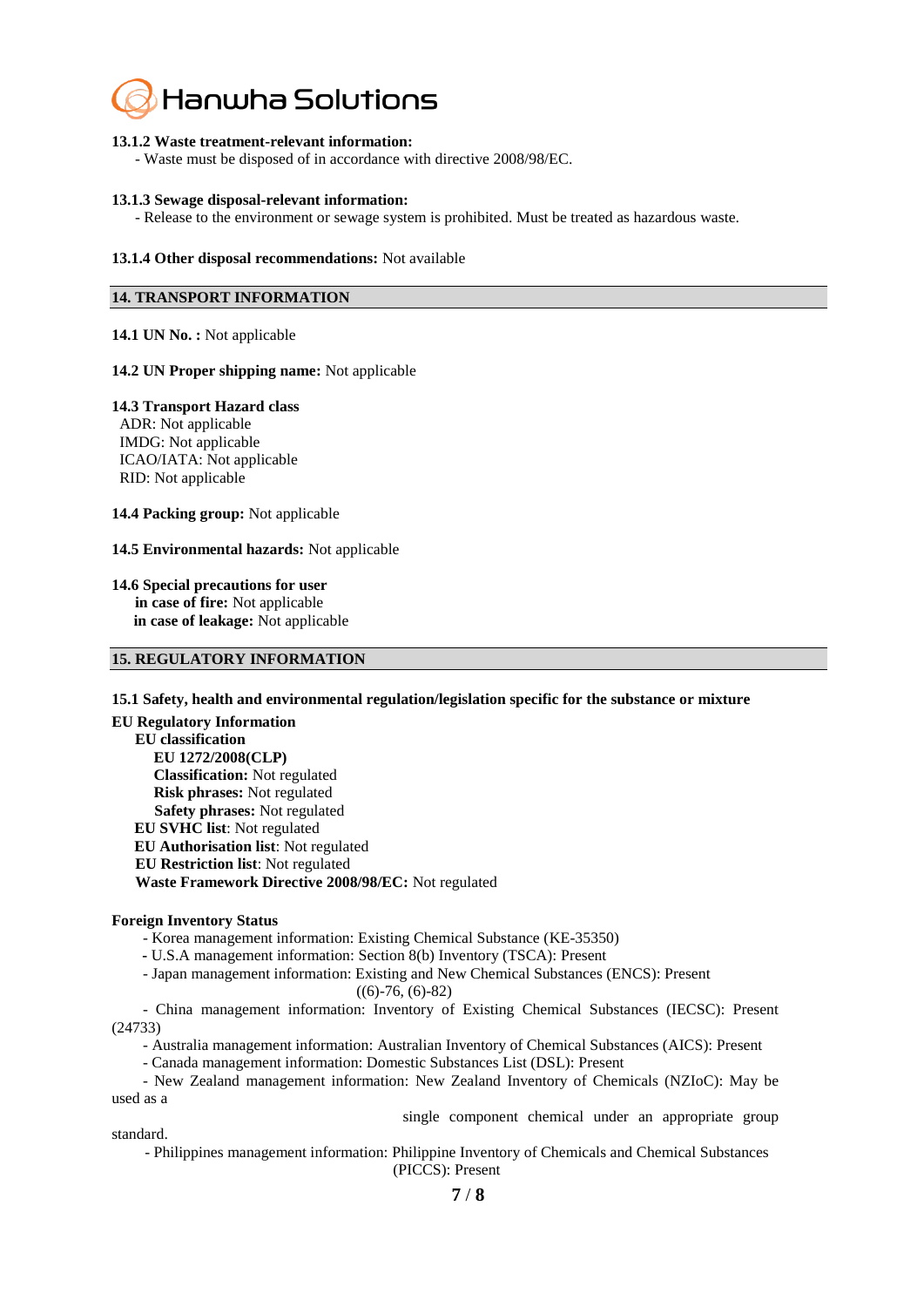**13.1.2 Waste treatment-relevant information:**

- Waste must be disposed of in accordance with directive 2008/98/EC.

**13.1.3 Sewage disposal-relevant information:**

- Release to the environment or sewage system is prohibited. Must be treated as hazardous waste.

**13.1.4 Other disposal recommendations:** Not available

## 14. TRANSPORT INFORMATION

**14.1 UN No. :** Not applicable

**14.2 UN Proper shipping name:** Not applicable

**14.3 Transport Hazard class**

ADR: Not applicable
IMDG: Not applicable
ICAO/IATA: Not applicable
RID: Not applicable

**14.4 Packing group:** Not applicable

**14.5 Environmental hazards:** Not applicable

**14.6 Special precautions for user**

**in case of fire:** Not applicable
**in case of leakage:** Not applicable

## 15. REGULATORY INFORMATION

**15.1 Safety, health and environmental regulation/legislation specific for the substance or mixture**

**EU Regulatory Information**

**EU classification**

**EU 1272/2008(CLP)**

**Classification:** Not regulated
**Risk phrases:** Not regulated
**Safety phrases:** Not regulated

**EU SVHC list**: Not regulated
**EU Authorisation list**: Not regulated
**EU Restriction list**: Not regulated
**Waste Framework Directive 2008/98/EC:** Not regulated

**Foreign Inventory Status**

- Korea management information: Existing Chemical Substance (KE-35350)
- U.S.A management information: Section 8(b) Inventory (TSCA): Present
- Japan management information: Existing and New Chemical Substances (ENCS): Present ((6)-76, (6)-82)
- China management information: Inventory of Existing Chemical Substances (IECSC): Present (24733)
- Australia management information: Australian Inventory of Chemical Substances (AICS): Present
- Canada management information: Domestic Substances List (DSL): Present
- New Zealand management information: New Zealand Inventory of Chemicals (NZIoC): May be used as a single component chemical under an appropriate group standard.
- Philippines management information: Philippine Inventory of Chemicals and Chemical Substances (PICCS): Present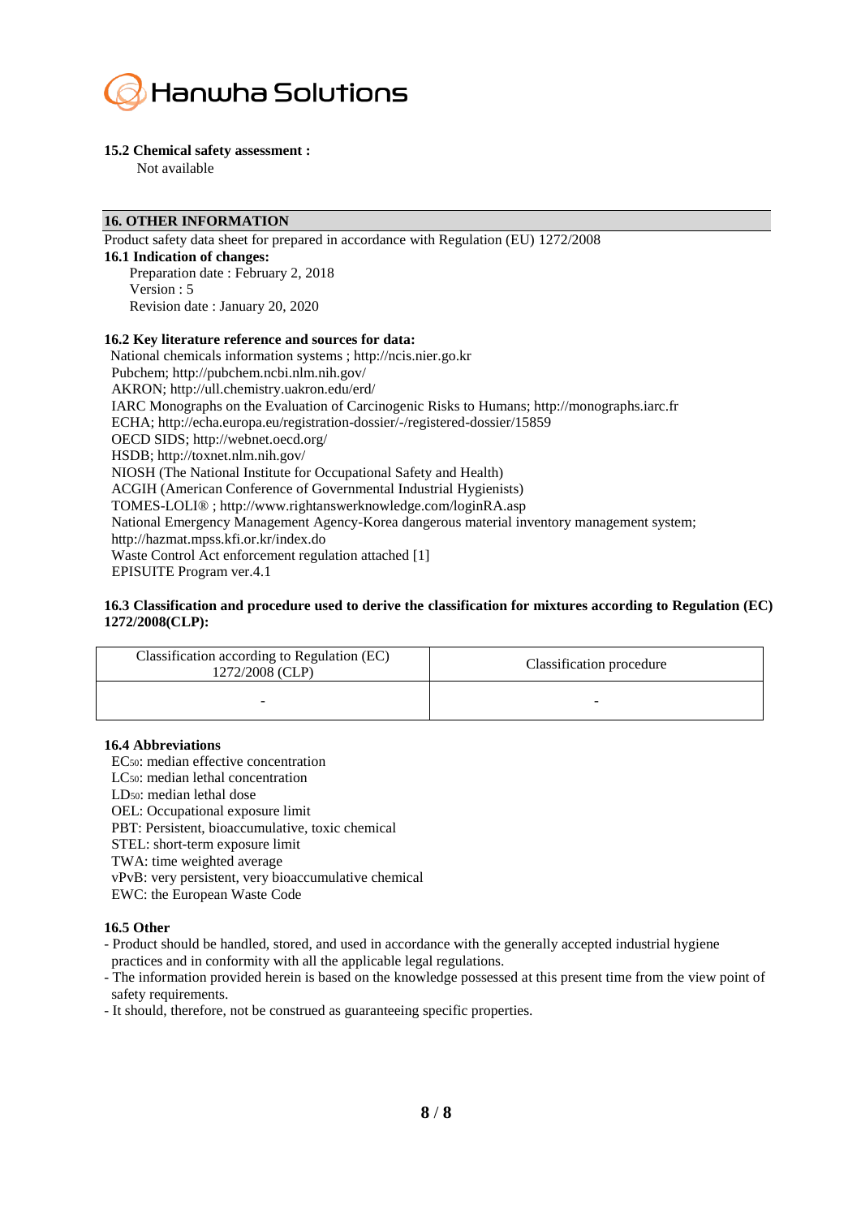**15.2 Chemical safety assessment :**

Not available

## 16. OTHER INFORMATION

Product safety data sheet for prepared in accordance with Regulation (EU) 1272/2008

**16.1 Indication of changes:**

Preparation date : February 2, 2018
Version : 5
Revision date : January 20, 2020

**16.2 Key literature reference and sources for data:**

National chemicals information systems ; http://ncis.nier.go.kr
Pubchem; http://pubchem.ncbi.nlm.nih.gov/
AKRON; http://ull.chemistry.uakron.edu/erd/
IARC Monographs on the Evaluation of Carcinogenic Risks to Humans; http://monographs.iarc.fr
ECHA; http://echa.europa.eu/registration-dossier/-/registered-dossier/15859
OECD SIDS; http://webnet.oecd.org/
HSDB; http://toxnet.nlm.nih.gov/
NIOSH (The National Institute for Occupational Safety and Health)
ACGIH (American Conference of Governmental Industrial Hygienists)
TOMES-LOLI® ; http://www.rightanswerknowledge.com/loginRA.asp
National Emergency Management Agency-Korea dangerous material inventory management system; http://hazmat.mpss.kfi.or.kr/index.do
Waste Control Act enforcement regulation attached [1]
EPISUITE Program ver.4.1

**16.3 Classification and procedure used to derive the classification for mixtures according to Regulation (EC) 1272/2008(CLP):**

| Classification according to Regulation (EC) 1272/2008 (CLP) | Classification procedure |
|---|---|
| - | - |

**16.4 Abbreviations**

$EC_{50}$: median effective concentration
$LC_{50}$: median lethal concentration
$LD_{50}$: median lethal dose
OEL: Occupational exposure limit
PBT: Persistent, bioaccumulative, toxic chemical
STEL: short-term exposure limit
TWA: time weighted average
vPvB: very persistent, very bioaccumulative chemical
EWC: the European Waste Code

**16.5 Other**

- Product should be handled, stored, and used in accordance with the generally accepted industrial hygiene practices and in conformity with all the applicable legal regulations.
- The information provided herein is based on the knowledge possessed at this present time from the view point of safety requirements.
- It should, therefore, not be construed as guaranteeing specific properties.